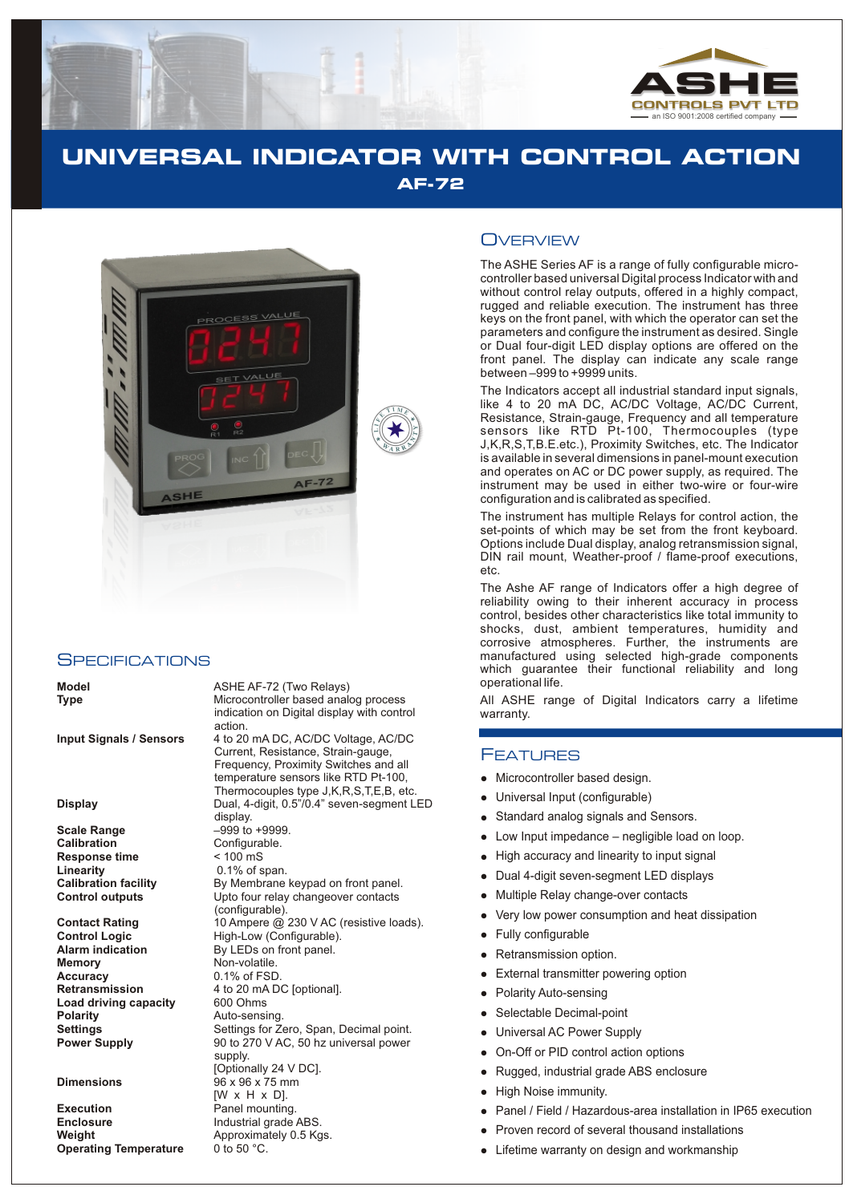ASHE CONTROLS PVT LTD
an ISO 9001:2008 certified company

# UNIVERSAL INDICATOR WITH CONTROL ACTION

## AF-72

## Overview

The ASHE Series AF is a range of fully configurable micro-controller based universal Digital process Indicator with and without control relay outputs, offered in a highly compact, rugged and reliable execution. The instrument has three keys on the front panel, with which the operator can set the parameters and configure the instrument as desired. Single or Dual four-digit LED display options are offered on the front panel. The display can indicate any scale range between –999 to +9999 units.

The Indicators accept all industrial standard input signals, like 4 to 20 mA DC, AC/DC Voltage, AC/DC Current, Resistance, Strain-gauge, Frequency and all temperature sensors like RTD Pt-100, Thermocouples (type J,K,R,S,T,B.E.etc.), Proximity Switches, etc. The Indicator is available in several dimensions in panel-mount execution and operates on AC or DC power supply, as required. The instrument may be used in either two-wire or four-wire configuration and is calibrated as specified.

The instrument has multiple Relays for control action, the set-points of which may be set from the front keyboard. Options include Dual display, analog retransmission signal, DIN rail mount, Weather-proof / flame-proof executions, etc.

The Ashe AF range of Indicators offer a high degree of reliability owing to their inherent accuracy in process control, besides other characteristics like total immunity to shocks, dust, ambient temperatures, humidity and corrosive atmospheres. Further, the instruments are manufactured using selected high-grade components which guarantee their functional reliability and long operational life.

All ASHE range of Digital Indicators carry a lifetime warranty.

## Specifications

| | |
|---|---|
| **Model** | ASHE AF-72 (Two Relays) |
| **Type** | Microcontroller based analog process indication on Digital display with control action. |
| **Input Signals / Sensors** | 4 to 20 mA DC, AC/DC Voltage, AC/DC Current, Resistance, Strain-gauge, Frequency, Proximity Switches and all temperature sensors like RTD Pt-100, Thermocouples type J,K,R,S,T,E,B, etc. |
| **Display** | Dual, 4-digit, 0.5"/0.4" seven-segment LED display. |
| **Scale Range** | –999 to +9999. |
| **Calibration** | Configurable. |
| **Response time** | < 100 mS |
| **Linearity** | 0.1% of span. |
| **Calibration facility** | By Membrane keypad on front panel. |
| **Control outputs** | Upto four relay changeover contacts (configurable). |
| **Contact Rating** | 10 Ampere @ 230 V AC (resistive loads). |
| **Control Logic** | High-Low (Configurable). |
| **Alarm indication** | By LEDs on front panel. |
| **Memory** | Non-volatile. |
| **Accuracy** | 0.1% of FSD. |
| **Retransmission** | 4 to 20 mA DC [optional]. |
| **Load driving capacity** | 600 Ohms |
| **Polarity** | Auto-sensing. |
| **Settings** | Settings for Zero, Span, Decimal point. |
| **Power Supply** | 90 to 270 V AC, 50 hz universal power supply. [Optionally 24 V DC]. |
| **Dimensions** | 96 x 96 x 75 mm [W x H x D]. |
| **Execution** | Panel mounting. |
| **Enclosure** | Industrial grade ABS. |
| **Weight** | Approximately 0.5 Kgs. |
| **Operating Temperature** | 0 to 50 °C. |

## Features

- Microcontroller based design.
- Universal Input (configurable)
- Standard analog signals and Sensors.
- Low Input impedance – negligible load on loop.
- High accuracy and linearity to input signal
- Dual 4-digit seven-segment LED displays
- Multiple Relay change-over contacts
- Very low power consumption and heat dissipation
- Fully configurable
- Retransmission option.
- External transmitter powering option
- Polarity Auto-sensing
- Selectable Decimal-point
- Universal AC Power Supply
- On-Off or PID control action options
- Rugged, industrial grade ABS enclosure
- High Noise immunity.
- Panel / Field / Hazardous-area installation in IP65 execution
- Proven record of several thousand installations
- Lifetime warranty on design and workmanship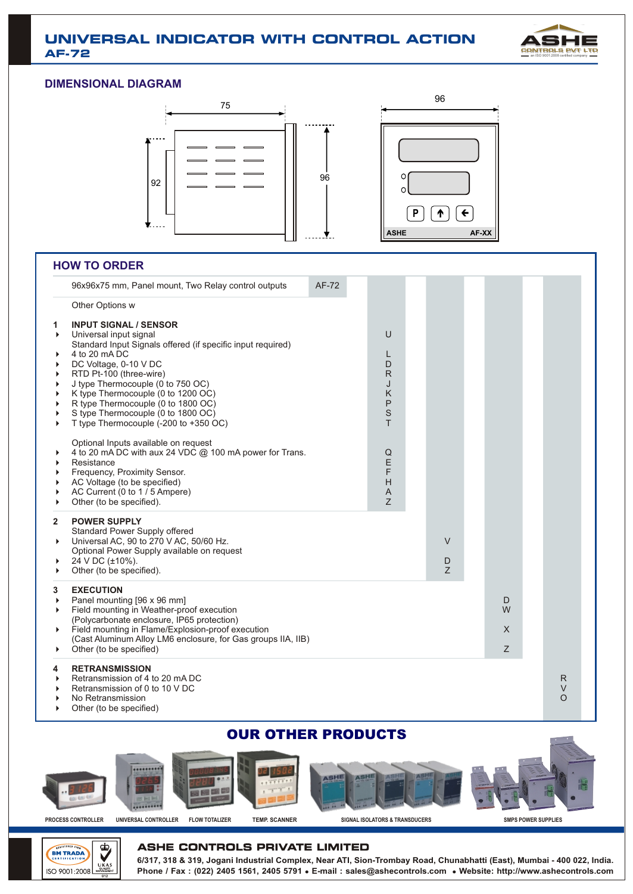# UNIVERSAL INDICATOR WITH CONTROL ACTION
## AF-72

## DIMENSIONAL DIAGRAM

75

92

96

96

P

ASHE AF-XX

## HOW TO ORDER

| | | | | | |
|---|---|---|---|---|---|
| 96x96x75 mm, Panel mount, Two Relay control outputs | AF-72 | | | | |
| Other Options w | | | | | |
| **1 INPUT SIGNAL / SENSOR** | | | | | |
| Universal input signal | | U | | | |
| Standard Input Signals offered (if specific input required) | | | | | |
| 4 to 20 mA DC | | L | | | |
| DC Voltage, 0-10 V DC | | D | | | |
| RTD Pt-100 (three-wire) | | R | | | |
| J type Thermocouple (0 to 750 OC) | | J | | | |
| K type Thermocouple (0 to 1200 OC) | | K | | | |
| R type Thermocouple (0 to 1800 OC) | | P | | | |
| S type Thermocouple (0 to 1800 OC) | | S | | | |
| T type Thermocouple (-200 to +350 OC) | | T | | | |
| Optional Inputs available on request | | | | | |
| 4 to 20 mA DC with aux 24 VDC @ 100 mA power for Trans. | | Q | | | |
| Resistance | | E | | | |
| Frequency, Proximity Sensor. | | F | | | |
| AC Voltage (to be specified) | | H | | | |
| AC Current (0 to 1 / 5 Ampere) | | A | | | |
| Other (to be specified). | | Z | | | |
| **2 POWER SUPPLY** | | | | | |
| Standard Power Supply offered | | | | | |
| Universal AC, 90 to 270 V AC, 50/60 Hz. | | | V | | |
| Optional Power Supply available on request | | | | | |
| 24 V DC (±10%). | | | D | | |
| Other (to be specified). | | | Z | | |
| **3 EXECUTION** | | | | | |
| Panel mounting [96 x 96 mm] | | | | D | |
| Field mounting in Weather-proof execution (Polycarbonate enclosure, IP65 protection) | | | | W | |
| Field mounting in Flame/Explosion-proof execution (Cast Aluminum Alloy LM6 enclosure, for Gas groups IIA, IIB) | | | | X | |
| Other (to be specified) | | | | Z | |
| **4 RETRANSMISSION** | | | | | |
| Retransmission of 4 to 20 mA DC | | | | | R |
| Retransmission of 0 to 10 V DC | | | | | V |
| No Retransmission | | | | | O |
| Other (to be specified) | | | | | |

## OUR OTHER PRODUCTS

PROCESS CONTROLLER

UNIVERSAL CONTROLLER

FLOW TOTALIZER

TEMP. SCANNER

SIGNAL ISOLATORS & TRANSDUCERS

SMPS POWER SUPPLIES

**ASHE CONTROLS PRIVATE LIMITED**

6/317, 318 & 319, Jogani Industrial Complex, Near ATI, Sion-Trombay Road, Chunabhatti (East), Mumbai - 400 022, India.

Phone / Fax : (022) 2405 1561, 2405 5791 • E-mail : sales@ashecontrols.com • Website: http://www.ashecontrols.com

ISO 9001:2008